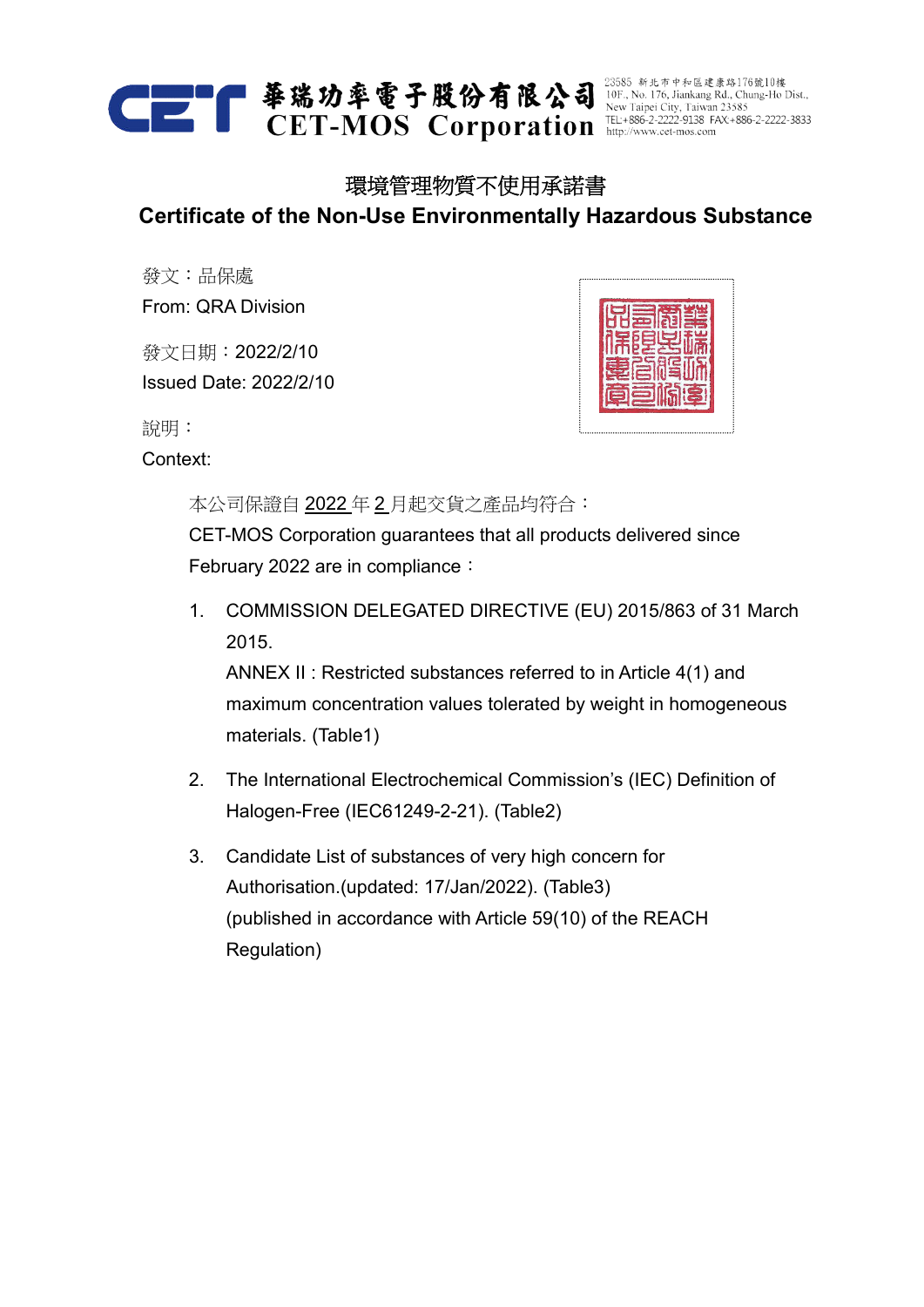華瑞功率電子股份有限公司
CET-MOS Corporation

23585 新北市中和區建康路176號10樓
10F., No. 176, Jiankang Rd., Chung-Ho Dist., New Taipei City, Taiwan 23585
TEL:+886-2-2222-9138 FAX:+886-2-2222-3833
http://www.cet-mos.com

# 環境管理物質不使用承諾書

# Certificate of the Non-Use Environmentally Hazardous Substance

發文：品保處

From: QRA Division

發文日期：2022/2/10

Issued Date: 2022/2/10

說明：

Context:

本公司保證自 2022 年 2 月起交貨之產品均符合：

CET-MOS Corporation guarantees that all products delivered since February 2022 are in compliance：

1. COMMISSION DELEGATED DIRECTIVE (EU) 2015/863 of 31 March 2015.
   ANNEX II : Restricted substances referred to in Article 4(1) and maximum concentration values tolerated by weight in homogeneous materials. (Table1)

2. The International Electrochemical Commission's (IEC) Definition of Halogen-Free (IEC61249-2-21). (Table2)

3. Candidate List of substances of very high concern for Authorisation.(updated: 17/Jan/2022). (Table3)
   (published in accordance with Article 59(10) of the REACH Regulation)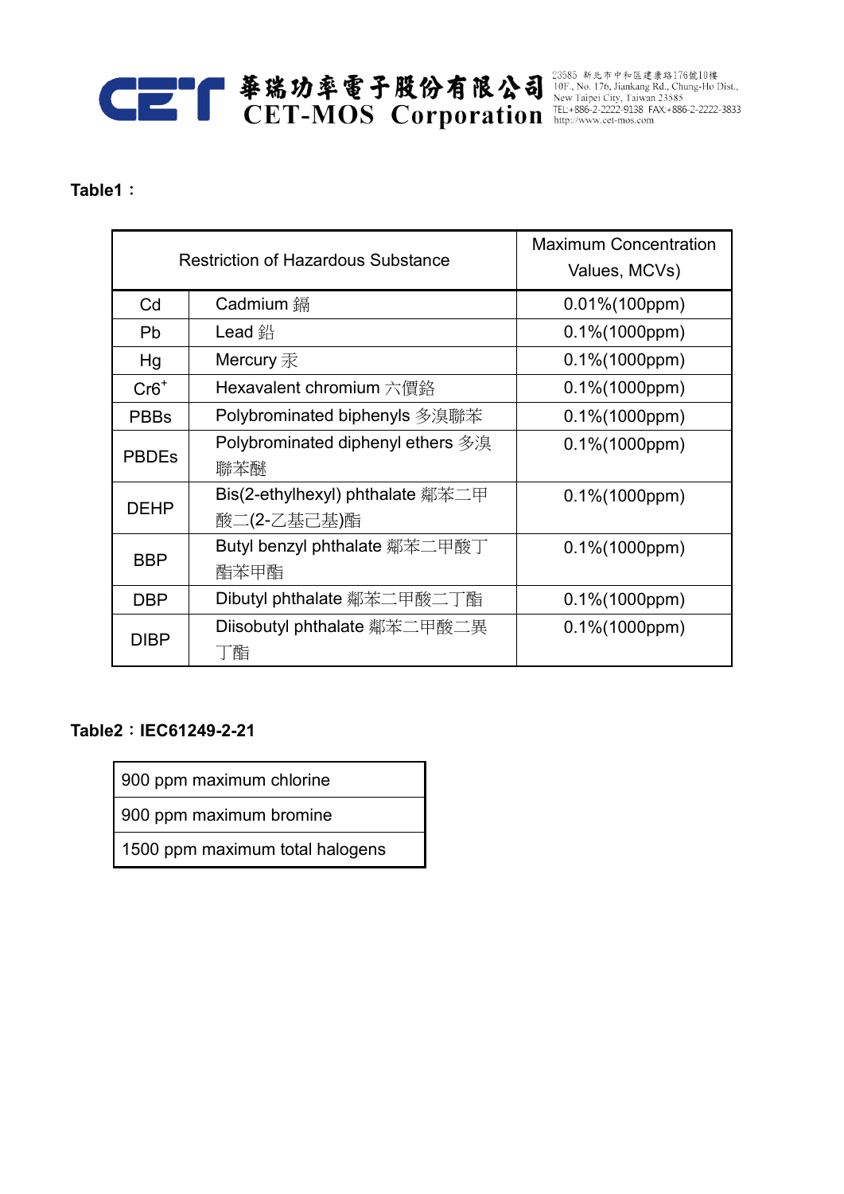**Table1：**

| Restriction of Hazardous Substance | | Maximum Concentration Values, MCVs) |
|---|---|---|
| Cd | Cadmium 鎘 | 0.01%(100ppm) |
| Pb | Lead 鉛 | 0.1%(1000ppm) |
| Hg | Mercury 汞 | 0.1%(1000ppm) |
| $Cr6^{+}$ | Hexavalent chromium 六價鉻 | 0.1%(1000ppm) |
| PBBs | Polybrominated biphenyls 多溴聯苯 | 0.1%(1000ppm) |
| PBDEs | Polybrominated diphenyl ethers 多溴聯苯醚 | 0.1%(1000ppm) |
| DEHP | Bis(2-ethylhexyl) phthalate 鄰苯二甲酸二(2-乙基己基)酯 | 0.1%(1000ppm) |
| BBP | Butyl benzyl phthalate 鄰苯二甲酸丁酯苯甲酯 | 0.1%(1000ppm) |
| DBP | Dibutyl phthalate 鄰苯二甲酸二丁酯 | 0.1%(1000ppm) |
| DIBP | Diisobutyl phthalate 鄰苯二甲酸二異丁酯 | 0.1%(1000ppm) |

**Table2：IEC61249-2-21**

| 900 ppm maximum chlorine |
|---|
| 900 ppm maximum bromine |
| 1500 ppm maximum total halogens |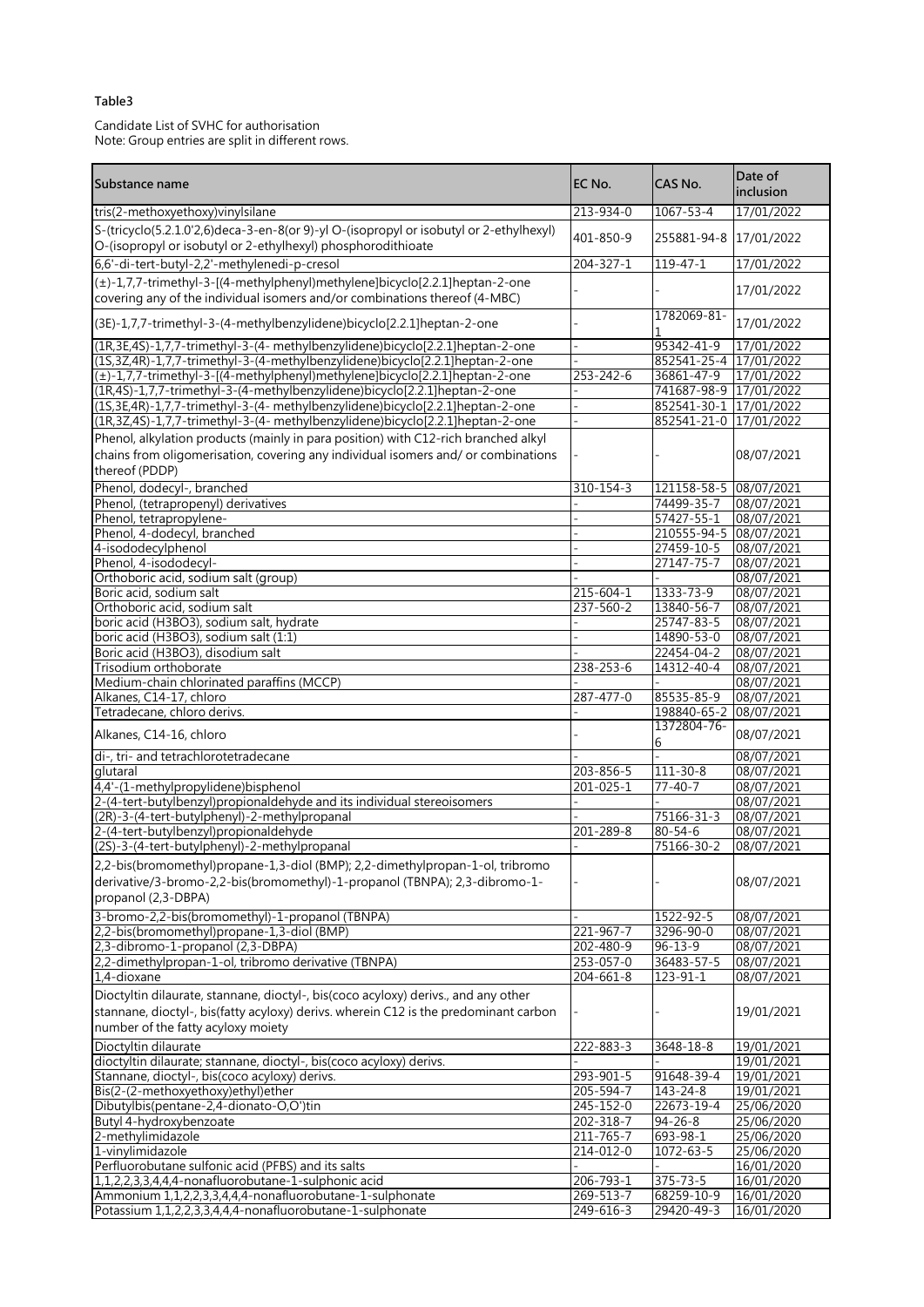**Table3**

Candidate List of SVHC for authorisation
Note: Group entries are split in different rows.

| Substance name | EC No. | CAS No. | Date of inclusion |
|---|---|---|---|
| tris(2-methoxyethoxy)vinylsilane | 213-934-0 | 1067-53-4 | 17/01/2022 |
| S-(tricyclo(5.2.1.0'2,6)deca-3-en-8(or 9)-yl O-(isopropyl or isobutyl or 2-ethylhexyl) O-(isopropyl or isobutyl or 2-ethylhexyl) phosphorodithioate | 401-850-9 | 255881-94-8 | 17/01/2022 |
| 6,6'-di-tert-butyl-2,2'-methylenedi-p-cresol | 204-327-1 | 119-47-1 | 17/01/2022 |
| (±)-1,7,7-trimethyl-3-[(4-methylphenyl)methylene]bicyclo[2.2.1]heptan-2-one covering any of the individual isomers and/or combinations thereof (4-MBC) | - | - | 17/01/2022 |
| (3E)-1,7,7-trimethyl-3-(4-methylbenzylidene)bicyclo[2.2.1]heptan-2-one | - | 1782069-81-1 | 17/01/2022 |
| (1R,3E,4S)-1,7,7-trimethyl-3-(4- methylbenzylidene)bicyclo[2.2.1]heptan-2-one | - | 95342-41-9 | 17/01/2022 |
| (1S,3Z,4R)-1,7,7-trimethyl-3-(4-methylbenzylidene)bicyclo[2.2.1]heptan-2-one | - | 852541-25-4 | 17/01/2022 |
| (±)-1,7,7-trimethyl-3-[(4-methylphenyl)methylene]bicyclo[2.2.1]heptan-2-one | 253-242-6 | 36861-47-9 | 17/01/2022 |
| (1R,4S)-1,7,7-trimethyl-3-(4-methylbenzylidene)bicyclo[2.2.1]heptan-2-one | - | 741687-98-9 | 17/01/2022 |
| (1S,3E,4R)-1,7,7-trimethyl-3-(4- methylbenzylidene)bicyclo[2.2.1]heptan-2-one | - | 852541-30-1 | 17/01/2022 |
| (1R,3Z,4S)-1,7,7-trimethyl-3-(4- methylbenzylidene)bicyclo[2.2.1]heptan-2-one | - | 852541-21-0 | 17/01/2022 |
| Phenol, alkylation products (mainly in para position) with C12-rich branched alkyl chains from oligomerisation, covering any individual isomers and/ or combinations thereof (PDDP) | - | - | 08/07/2021 |
| Phenol, dodecyl-, branched | 310-154-3 | 121158-58-5 | 08/07/2021 |
| Phenol, (tetrapropenyl) derivatives | - | 74499-35-7 | 08/07/2021 |
| Phenol, tetrapropylene- | - | 57427-55-1 | 08/07/2021 |
| Phenol, 4-dodecyl, branched | - | 210555-94-5 | 08/07/2021 |
| 4-isododecylphenol | - | 27459-10-5 | 08/07/2021 |
| Phenol, 4-isododecyl- | - | 27147-75-7 | 08/07/2021 |
| Orthoboric acid, sodium salt (group) | - | - | 08/07/2021 |
| Boric acid, sodium salt | 215-604-1 | 1333-73-9 | 08/07/2021 |
| Orthoboric acid, sodium salt | 237-560-2 | 13840-56-7 | 08/07/2021 |
| boric acid (H3BO3), sodium salt, hydrate | - | 25747-83-5 | 08/07/2021 |
| boric acid (H3BO3), sodium salt (1:1) | - | 14890-53-0 | 08/07/2021 |
| Boric acid (H3BO3), disodium salt | - | 22454-04-2 | 08/07/2021 |
| Trisodium orthoborate | 238-253-6 | 14312-40-4 | 08/07/2021 |
| Medium-chain chlorinated paraffins (MCCP) | - | - | 08/07/2021 |
| Alkanes, C14-17, chloro | 287-477-0 | 85535-85-9 | 08/07/2021 |
| Tetradecane, chloro derivs. | - | 198840-65-2 | 08/07/2021 |
| Alkanes, C14-16, chloro | - | 1372804-76-6 | 08/07/2021 |
| di-, tri- and tetrachlorotetradecane | - | - | 08/07/2021 |
| glutaral | 203-856-5 | 111-30-8 | 08/07/2021 |
| 4,4'-(1-methylpropylidene)bisphenol | 201-025-1 | 77-40-7 | 08/07/2021 |
| 2-(4-tert-butylbenzyl)propionaldehyde and its individual stereoisomers | - | - | 08/07/2021 |
| (2R)-3-(4-tert-butylphenyl)-2-methylpropanal | - | 75166-31-3 | 08/07/2021 |
| 2-(4-tert-butylbenzyl)propionaldehyde | 201-289-8 | 80-54-6 | 08/07/2021 |
| (2S)-3-(4-tert-butylphenyl)-2-methylpropanal | - | 75166-30-2 | 08/07/2021 |
| 2,2-bis(bromomethyl)propane-1,3-diol (BMP); 2,2-dimethylpropan-1-ol, tribromo derivative/3-bromo-2,2-bis(bromomethyl)-1-propanol (TBNPA); 2,3-dibromo-1-propanol (2,3-DBPA) | - | - | 08/07/2021 |
| 3-bromo-2,2-bis(bromomethyl)-1-propanol (TBNPA) | - | 1522-92-5 | 08/07/2021 |
| 2,2-bis(bromomethyl)propane-1,3-diol (BMP) | 221-967-7 | 3296-90-0 | 08/07/2021 |
| 2,3-dibromo-1-propanol (2,3-DBPA) | 202-480-9 | 96-13-9 | 08/07/2021 |
| 2,2-dimethylpropan-1-ol, tribromo derivative (TBNPA) | 253-057-0 | 36483-57-5 | 08/07/2021 |
| 1,4-dioxane | 204-661-8 | 123-91-1 | 08/07/2021 |
| Dioctyltin dilaurate, stannane, dioctyl-, bis(coco acyloxy) derivs., and any other stannane, dioctyl-, bis(fatty acyloxy) derivs. wherein C12 is the predominant carbon number of the fatty acyloxy moiety | - | - | 19/01/2021 |
| Dioctyltin dilaurate | 222-883-3 | 3648-18-8 | 19/01/2021 |
| dioctyltin dilaurate; stannane, dioctyl-, bis(coco acyloxy) derivs. | - | - | 19/01/2021 |
| Stannane, dioctyl-, bis(coco acyloxy) derivs. | 293-901-5 | 91648-39-4 | 19/01/2021 |
| Bis(2-(2-methoxyethoxy)ethyl)ether | 205-594-7 | 143-24-8 | 19/01/2021 |
| Dibutylbis(pentane-2,4-dionato-O,O')tin | 245-152-0 | 22673-19-4 | 25/06/2020 |
| Butyl 4-hydroxybenzoate | 202-318-7 | 94-26-8 | 25/06/2020 |
| 2-methylimidazole | 211-765-7 | 693-98-1 | 25/06/2020 |
| 1-vinylimidazole | 214-012-0 | 1072-63-5 | 25/06/2020 |
| Perfluorobutane sulfonic acid (PFBS) and its salts | - | - | 16/01/2020 |
| 1,1,2,2,3,3,4,4,4-nonafluorobutane-1-sulphonic acid | 206-793-1 | 375-73-5 | 16/01/2020 |
| Ammonium 1,1,2,2,3,3,4,4,4-nonafluorobutane-1-sulphonate | 269-513-7 | 68259-10-9 | 16/01/2020 |
| Potassium 1,1,2,2,3,3,4,4,4-nonafluorobutane-1-sulphonate | 249-616-3 | 29420-49-3 | 16/01/2020 |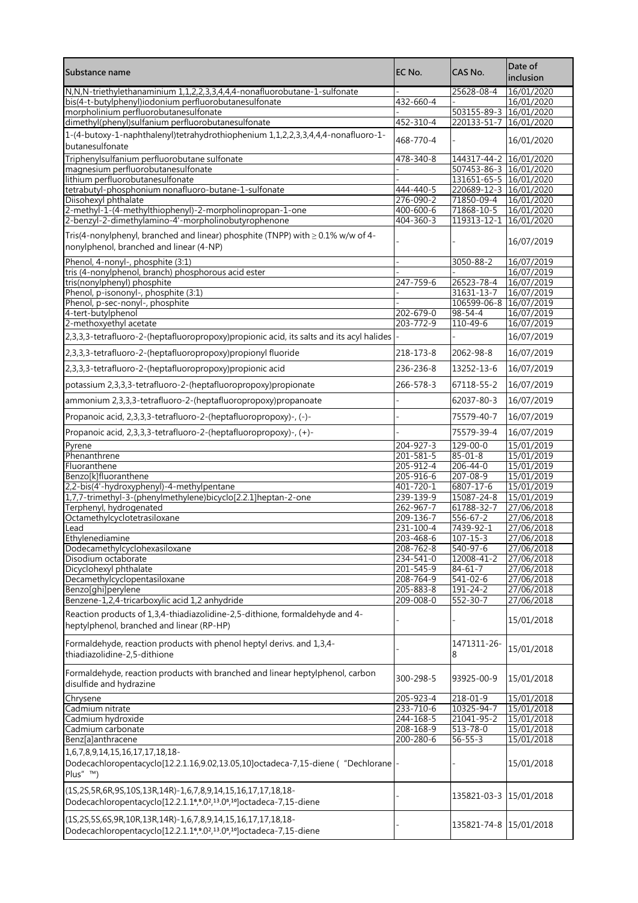| Substance name | EC No. | CAS No. | Date of inclusion |
|---|---|---|---|
| N,N,N-triethylethanaminium 1,1,2,2,3,3,4,4,4-nonafluorobutane-1-sulfonate | - | 25628-08-4 | 16/01/2020 |
| bis(4-t-butylphenyl)iodonium perfluorobutanesulfonate | 432-660-4 | - | 16/01/2020 |
| morpholinium perfluorobutanesulfonate | - | 503155-89-3 | 16/01/2020 |
| dimethyl(phenyl)sulfanium perfluorobutanesulfonate | 452-310-4 | 220133-51-7 | 16/01/2020 |
| 1-(4-butoxy-1-naphthalenyl)tetrahydrothiophenium 1,1,2,2,3,3,4,4,4-nonafluoro-1-butanesulfonate | 468-770-4 | - | 16/01/2020 |
| Triphenylsulfanium perfluorobutane sulfonate | 478-340-8 | 144317-44-2 | 16/01/2020 |
| magnesium perfluorobutanesulfonate | - | 507453-86-3 | 16/01/2020 |
| lithium perfluorobutanesulfonate | - | 131651-65-5 | 16/01/2020 |
| tetrabutyl-phosphonium nonafluoro-butane-1-sulfonate | 444-440-5 | 220689-12-3 | 16/01/2020 |
| Diisohexyl phthalate | 276-090-2 | 71850-09-4 | 16/01/2020 |
| 2-methyl-1-(4-methylthiophenyl)-2-morpholinopropan-1-one | 400-600-6 | 71868-10-5 | 16/01/2020 |
| 2-benzyl-2-dimethylamino-4'-morpholinobutyrophenone | 404-360-3 | 119313-12-1 | 16/01/2020 |
| Tris(4-nonylphenyl, branched and linear) phosphite (TNPP) with ≥ 0.1% w/w of 4-nonylphenol, branched and linear (4-NP) | - | - | 16/07/2019 |
| Phenol, 4-nonyl-, phosphite (3:1) | - | 3050-88-2 | 16/07/2019 |
| tris (4-nonylphenol, branch) phosphorous acid ester | - | - | 16/07/2019 |
| tris(nonylphenyl) phosphite | 247-759-6 | 26523-78-4 | 16/07/2019 |
| Phenol, p-isononyl-, phosphite (3:1) | - | 31631-13-7 | 16/07/2019 |
| Phenol, p-sec-nonyl-, phosphite | - | 106599-06-8 | 16/07/2019 |
| 4-tert-butylphenol | 202-679-0 | 98-54-4 | 16/07/2019 |
| 2-methoxyethyl acetate | 203-772-9 | 110-49-6 | 16/07/2019 |
| 2,3,3,3-tetrafluoro-2-(heptafluoropropoxy)propionic acid, its salts and its acyl halides | - | - | 16/07/2019 |
| 2,3,3,3-tetrafluoro-2-(heptafluoropropoxy)propionyl fluoride | 218-173-8 | 2062-98-8 | 16/07/2019 |
| 2,3,3,3-tetrafluoro-2-(heptafluoropropoxy)propionic acid | 236-236-8 | 13252-13-6 | 16/07/2019 |
| potassium 2,3,3,3-tetrafluoro-2-(heptafluoropropoxy)propionate | 266-578-3 | 67118-55-2 | 16/07/2019 |
| ammonium 2,3,3,3-tetrafluoro-2-(heptafluoropropoxy)propanoate | - | 62037-80-3 | 16/07/2019 |
| Propanoic acid, 2,3,3,3-tetrafluoro-2-(heptafluoropropoxy)-, (-)- | - | 75579-40-7 | 16/07/2019 |
| Propanoic acid, 2,3,3,3-tetrafluoro-2-(heptafluoropropoxy)-, (+)- | - | 75579-39-4 | 16/07/2019 |
| Pyrene | 204-927-3 | 129-00-0 | 15/01/2019 |
| Phenanthrene | 201-581-5 | 85-01-8 | 15/01/2019 |
| Fluoranthene | 205-912-4 | 206-44-0 | 15/01/2019 |
| Benzo[k]fluoranthene | 205-916-6 | 207-08-9 | 15/01/2019 |
| 2,2-bis(4'-hydroxyphenyl)-4-methylpentane | 401-720-1 | 6807-17-6 | 15/01/2019 |
| 1,7,7-trimethyl-3-(phenylmethylene)bicyclo[2.2.1]heptan-2-one | 239-139-9 | 15087-24-8 | 15/01/2019 |
| Terphenyl, hydrogenated | 262-967-7 | 61788-32-7 | 27/06/2018 |
| Octamethylcyclotetrasiloxane | 209-136-7 | 556-67-2 | 27/06/2018 |
| Lead | 231-100-4 | 7439-92-1 | 27/06/2018 |
| Ethylenediamine | 203-468-6 | 107-15-3 | 27/06/2018 |
| Dodecamethylcyclohexasiloxane | 208-762-8 | 540-97-6 | 27/06/2018 |
| Disodium octaborate | 234-541-0 | 12008-41-2 | 27/06/2018 |
| Dicyclohexyl phthalate | 201-545-9 | 84-61-7 | 27/06/2018 |
| Decamethylcyclopentasiloxane | 208-764-9 | 541-02-6 | 27/06/2018 |
| Benzo[ghi]perylene | 205-883-8 | 191-24-2 | 27/06/2018 |
| Benzene-1,2,4-tricarboxylic acid 1,2 anhydride | 209-008-0 | 552-30-7 | 27/06/2018 |
| Reaction products of 1,3,4-thiadiazolidine-2,5-dithione, formaldehyde and 4-heptylphenol, branched and linear (RP-HP) | - | - | 15/01/2018 |
| Formaldehyde, reaction products with phenol heptyl derivs. and 1,3,4-thiadiazolidine-2,5-dithione | - | 1471311-26-8 | 15/01/2018 |
| Formaldehyde, reaction products with branched and linear heptylphenol, carbon disulfide and hydrazine | 300-298-5 | 93925-00-9 | 15/01/2018 |
| Chrysene | 205-923-4 | 218-01-9 | 15/01/2018 |
| Cadmium nitrate | 233-710-6 | 10325-94-7 | 15/01/2018 |
| Cadmium hydroxide | 244-168-5 | 21041-95-2 | 15/01/2018 |
| Cadmium carbonate | 208-168-9 | 513-78-0 | 15/01/2018 |
| Benz[a]anthracene | 200-280-6 | 56-55-3 | 15/01/2018 |
| 1,6,7,8,9,14,15,16,17,17,18,18-Dodecachloropentacyclo[12.2.1.16,9.02,13.05,10]octadeca-7,15-diene ( "Dechlorane Plus" ™) | - | - | 15/01/2018 |
| (1S,2S,5R,6R,9S,10S,13R,14R)-1,6,7,8,9,14,15,16,17,17,18,18-Dodecachloropentacyclo[12.2.1.$1^{6,9}$.$0^{2,13}$.$0^{5,10}$]octadeca-7,15-diene | - | 135821-03-3 | 15/01/2018 |
| (1S,2S,5S,6S,9R,10R,13R,14R)-1,6,7,8,9,14,15,16,17,17,18,18-Dodecachloropentacyclo[12.2.1.$1^{6,9}$.$0^{2,13}$.$0^{5,10}$]octadeca-7,15-diene | - | 135821-74-8 | 15/01/2018 |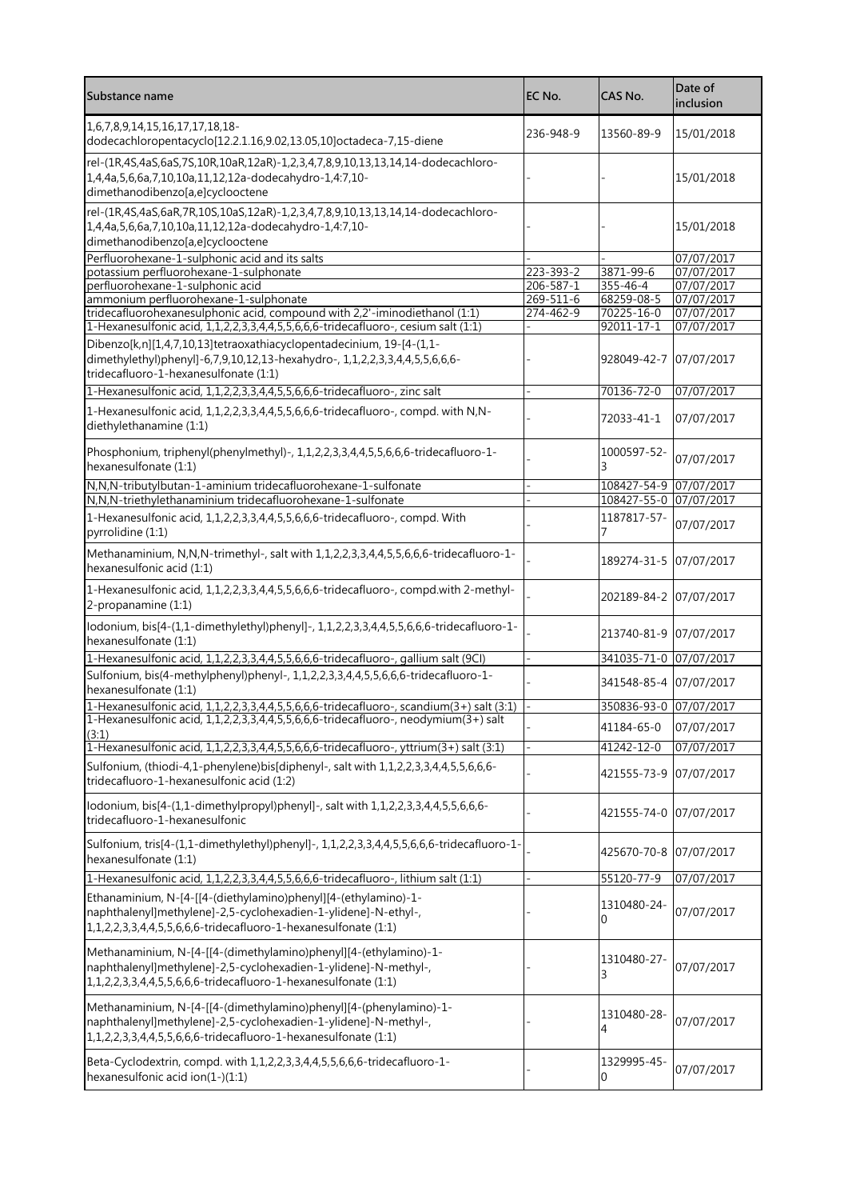| Substance name | EC No. | CAS No. | Date of inclusion |
|---|---|---|---|
| 1,6,7,8,9,14,15,16,17,17,18,18-dodecachloropentacyclo[12.2.1.16,9.02,13.05,10]octadeca-7,15-diene | 236-948-9 | 13560-89-9 | 15/01/2018 |
| rel-(1R,4S,4aS,6aS,7S,10R,10aR,12aR)-1,2,3,4,7,8,9,10,13,13,14,14-dodecachloro-1,4,4a,5,6,6a,7,10,10a,11,12,12a-dodecahydro-1,4:7,10-dimethanodibenzo[a,e]cyclooctene | - | - | 15/01/2018 |
| rel-(1R,4S,4aS,6aR,7R,10S,10aS,12aR)-1,2,3,4,7,8,9,10,13,13,14,14-dodecachloro-1,4,4a,5,6,6a,7,10,10a,11,12,12a-dodecahydro-1,4:7,10-dimethanodibenzo[a,e]cyclooctene | - | - | 15/01/2018 |
| Perfluorohexane-1-sulphonic acid and its salts | - | - | 07/07/2017 |
| potassium perfluorohexane-1-sulphonate | 223-393-2 | 3871-99-6 | 07/07/2017 |
| perfluorohexane-1-sulphonic acid | 206-587-1 | 355-46-4 | 07/07/2017 |
| ammonium perfluorohexane-1-sulphonate | 269-511-6 | 68259-08-5 | 07/07/2017 |
| tridecafluorohexanesulphonic acid, compound with 2,2'-iminodiethanol (1:1) | 274-462-9 | 70225-16-0 | 07/07/2017 |
| 1-Hexanesulfonic acid, 1,1,2,2,3,3,4,4,5,5,6,6,6-tridecafluoro-, cesium salt (1:1) | - | 92011-17-1 | 07/07/2017 |
| Dibenzo[k,n][1,4,7,10,13]tetraoxathiacyclopentadecinium, 19-[4-(1,1-dimethylethyl)phenyl]-6,7,9,10,12,13-hexahydro-, 1,1,2,2,3,3,4,4,5,5,6,6,6-tridecafluoro-1-hexanesulfonate (1:1) | - | 928049-42-7 | 07/07/2017 |
| 1-Hexanesulfonic acid, 1,1,2,2,3,3,4,4,5,5,6,6,6-tridecafluoro-, zinc salt | - | 70136-72-0 | 07/07/2017 |
| 1-Hexanesulfonic acid, 1,1,2,2,3,3,4,4,5,5,6,6,6-tridecafluoro-, compd. with N,N-diethylethanamine (1:1) | - | 72033-41-1 | 07/07/2017 |
| Phosphonium, triphenyl(phenylmethyl)-, 1,1,2,2,3,3,4,4,5,5,6,6,6-tridecafluoro-1-hexanesulfonate (1:1) | - | 1000597-52-3 | 07/07/2017 |
| N,N,N-tributylbutan-1-aminium tridecafluorohexane-1-sulfonate | - | 108427-54-9 | 07/07/2017 |
| N,N,N-triethylethanaminium tridecafluorohexane-1-sulfonate | - | 108427-55-0 | 07/07/2017 |
| 1-Hexanesulfonic acid, 1,1,2,2,3,3,4,4,5,5,6,6,6-tridecafluoro-, compd. With pyrrolidine (1:1) | - | 1187817-57-7 | 07/07/2017 |
| Methanaminium, N,N,N-trimethyl-, salt with 1,1,2,2,3,3,4,4,5,5,6,6,6-tridecafluoro-1-hexanesulfonic acid (1:1) | - | 189274-31-5 | 07/07/2017 |
| 1-Hexanesulfonic acid, 1,1,2,2,3,3,4,4,5,5,6,6,6-tridecafluoro-, compd.with 2-methyl-2-propanamine (1:1) | - | 202189-84-2 | 07/07/2017 |
| Iodonium, bis[4-(1,1-dimethylethyl)phenyl]-, 1,1,2,2,3,3,4,4,5,5,6,6,6-tridecafluoro-1-hexanesulfonate (1:1) | - | 213740-81-9 | 07/07/2017 |
| 1-Hexanesulfonic acid, 1,1,2,2,3,3,4,4,5,5,6,6,6-tridecafluoro-, gallium salt (9CI) | - | 341035-71-0 | 07/07/2017 |
| Sulfonium, bis(4-methylphenyl)phenyl-, 1,1,2,2,3,3,4,4,5,5,6,6,6-tridecafluoro-1-hexanesulfonate (1:1) | - | 341548-85-4 | 07/07/2017 |
| 1-Hexanesulfonic acid, 1,1,2,2,3,3,4,4,5,5,6,6,6-tridecafluoro-, scandium(3+) salt (3:1) | - | 350836-93-0 | 07/07/2017 |
| 1-Hexanesulfonic acid, 1,1,2,2,3,3,4,4,5,5,6,6,6-tridecafluoro-, neodymium(3+) salt (3:1) | - | 41184-65-0 | 07/07/2017 |
| 1-Hexanesulfonic acid, 1,1,2,2,3,3,4,4,5,5,6,6,6-tridecafluoro-, yttrium(3+) salt (3:1) | - | 41242-12-0 | 07/07/2017 |
| Sulfonium, (thiodi-4,1-phenylene)bis[diphenyl-, salt with 1,1,2,2,3,3,4,4,5,5,6,6,6-tridecafluoro-1-hexanesulfonic acid (1:2) | - | 421555-73-9 | 07/07/2017 |
| Iodonium, bis[4-(1,1-dimethylpropyl)phenyl]-, salt with 1,1,2,2,3,3,4,4,5,5,6,6,6-tridecafluoro-1-hexanesulfonic | - | 421555-74-0 | 07/07/2017 |
| Sulfonium, tris[4-(1,1-dimethylethyl)phenyl]-, 1,1,2,2,3,3,4,4,5,5,6,6,6-tridecafluoro-1-hexanesulfonate (1:1) | - | 425670-70-8 | 07/07/2017 |
| 1-Hexanesulfonic acid, 1,1,2,2,3,3,4,4,5,5,6,6,6-tridecafluoro-, lithium salt (1:1) | - | 55120-77-9 | 07/07/2017 |
| Ethanaminium, N-[4-[[4-(diethylamino)phenyl][4-(ethylamino)-1-naphthalenyl]methylene]-2,5-cyclohexadien-1-ylidene]-N-ethyl-, 1,1,2,2,3,3,4,4,5,5,6,6,6-tridecafluoro-1-hexanesulfonate (1:1) | - | 1310480-24-0 | 07/07/2017 |
| Methanaminium, N-[4-[[4-(dimethylamino)phenyl][4-(ethylamino)-1-naphthalenyl]methylene]-2,5-cyclohexadien-1-ylidene]-N-methyl-, 1,1,2,2,3,3,4,4,5,5,6,6,6-tridecafluoro-1-hexanesulfonate (1:1) | - | 1310480-27-3 | 07/07/2017 |
| Methanaminium, N-[4-[[4-(dimethylamino)phenyl][4-(phenylamino)-1-naphthalenyl]methylene]-2,5-cyclohexadien-1-ylidene]-N-methyl-, 1,1,2,2,3,3,4,4,5,5,6,6,6-tridecafluoro-1-hexanesulfonate (1:1) | - | 1310480-28-4 | 07/07/2017 |
| Beta-Cyclodextrin, compd. with 1,1,2,2,3,3,4,4,5,5,6,6,6-tridecafluoro-1-hexanesulfonic acid ion(1-)(1:1) | - | 1329995-45-0 | 07/07/2017 |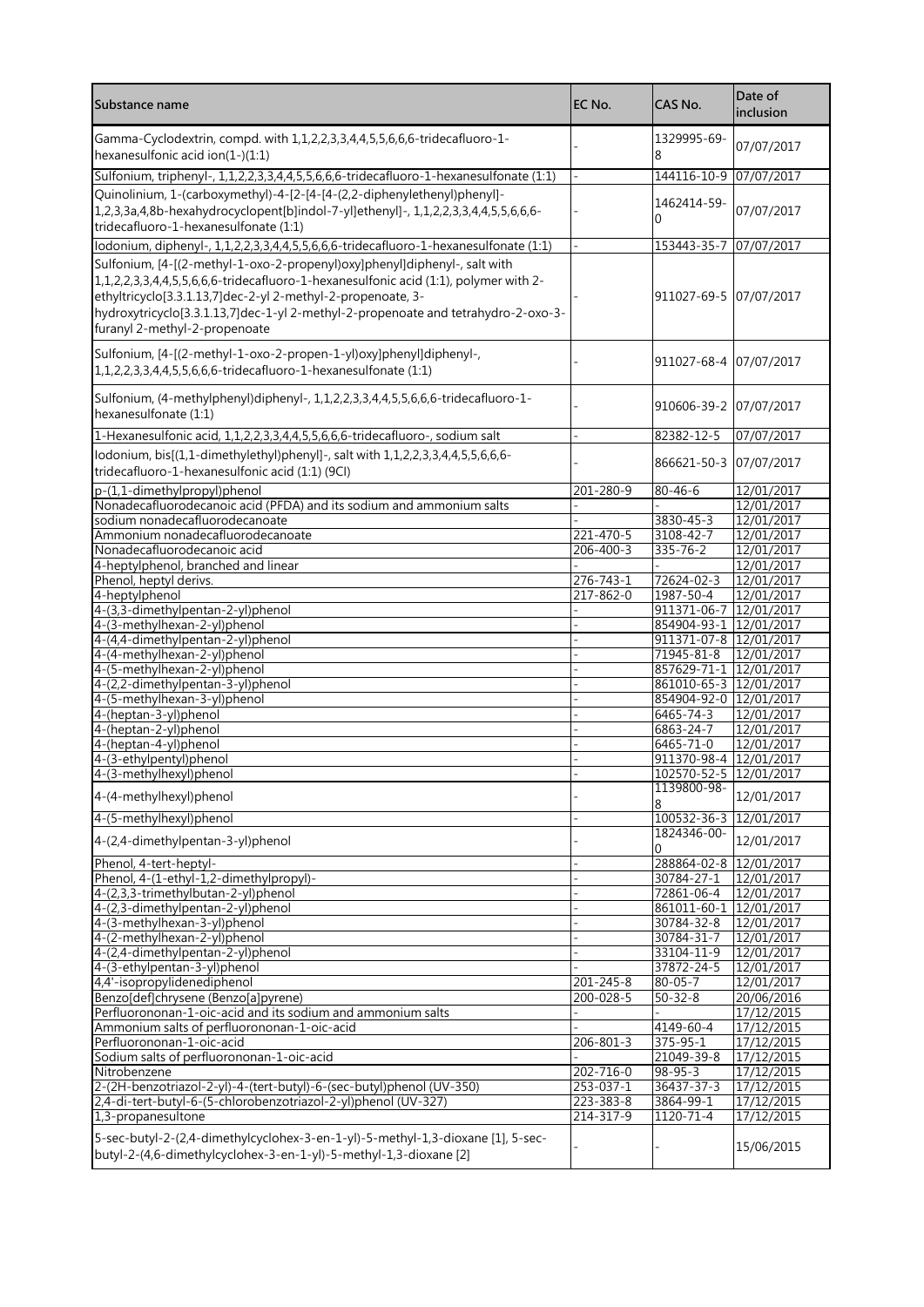| Substance name | EC No. | CAS No. | Date of inclusion |
| --- | --- | --- | --- |
| Gamma-Cyclodextrin, compd. with 1,1,2,2,3,3,4,4,5,5,6,6,6-tridecafluoro-1-hexanesulfonic acid ion(1-)(1:1) | - | 1329995-69-8 | 07/07/2017 |
| Sulfonium, triphenyl-, 1,1,2,2,3,3,4,4,5,5,6,6,6-tridecafluoro-1-hexanesulfonate (1:1) | - | 144116-10-9 | 07/07/2017 |
| Quinolinium, 1-(carboxymethyl)-4-[2-[4-[4-(2,2-diphenylethenyl)phenyl]-1,2,3,3a,4,8b-hexahydrocyclopent[b]indol-7-yl]ethenyl]-, 1,1,2,2,3,3,4,4,5,5,6,6,6-tridecafluoro-1-hexanesulfonate (1:1) | - | 1462414-59-0 | 07/07/2017 |
| Iodonium, diphenyl-, 1,1,2,2,3,3,4,4,5,5,6,6,6-tridecafluoro-1-hexanesulfonate (1:1) | - | 153443-35-7 | 07/07/2017 |
| Sulfonium, [4-[(2-methyl-1-oxo-2-propenyl)oxy]phenyl]diphenyl-, salt with 1,1,2,2,3,3,4,4,5,5,6,6,6-tridecafluoro-1-hexanesulfonic acid (1:1), polymer with 2-ethyltricyclo[3.3.1.13,7]dec-2-yl 2-methyl-2-propenoate, 3-hydroxytricyclo[3.3.1.13,7]dec-1-yl 2-methyl-2-propenoate and tetrahydro-2-oxo-3-furanyl 2-methyl-2-propenoate | - | 911027-69-5 | 07/07/2017 |
| Sulfonium, [4-[(2-methyl-1-oxo-2-propen-1-yl)oxy]phenyl]diphenyl-, 1,1,2,2,3,3,4,4,5,5,6,6,6-tridecafluoro-1-hexanesulfonate (1:1) | - | 911027-68-4 | 07/07/2017 |
| Sulfonium, (4-methylphenyl)diphenyl-, 1,1,2,2,3,3,4,4,5,5,6,6,6-tridecafluoro-1-hexanesulfonate (1:1) | - | 910606-39-2 | 07/07/2017 |
| 1-Hexanesulfonic acid, 1,1,2,2,3,3,4,4,5,5,6,6,6-tridecafluoro-, sodium salt | - | 82382-12-5 | 07/07/2017 |
| Iodonium, bis[(1,1-dimethylethyl)phenyl]-, salt with 1,1,2,2,3,3,4,4,5,5,6,6,6-tridecafluoro-1-hexanesulfonic acid (1:1) (9CI) | - | 866621-50-3 | 07/07/2017 |
| p-(1,1-dimethylpropyl)phenol | 201-280-9 | 80-46-6 | 12/01/2017 |
| Nonadecafluorodecanoic acid (PFDA) and its sodium and ammonium salts | - | - | 12/01/2017 |
| sodium nonadecafluorodecanoate | - | 3830-45-3 | 12/01/2017 |
| Ammonium nonadecafluorodecanoate | 221-470-5 | 3108-42-7 | 12/01/2017 |
| Nonadecafluorodecanoic acid | 206-400-3 | 335-76-2 | 12/01/2017 |
| 4-heptylphenol, branched and linear | - | - | 12/01/2017 |
| Phenol, heptyl derivs. | 276-743-1 | 72624-02-3 | 12/01/2017 |
| 4-heptylphenol | 217-862-0 | 1987-50-4 | 12/01/2017 |
| 4-(3,3-dimethylpentan-2-yl)phenol | - | 911371-06-7 | 12/01/2017 |
| 4-(3-methylhexan-2-yl)phenol | - | 854904-93-1 | 12/01/2017 |
| 4-(4,4-dimethylpentan-2-yl)phenol | - | 911371-07-8 | 12/01/2017 |
| 4-(4-methylhexan-2-yl)phenol | - | 71945-81-8 | 12/01/2017 |
| 4-(5-methylhexan-2-yl)phenol | - | 857629-71-1 | 12/01/2017 |
| 4-(2,2-dimethylpentan-3-yl)phenol | - | 861010-65-3 | 12/01/2017 |
| 4-(5-methylhexan-3-yl)phenol | - | 854904-92-0 | 12/01/2017 |
| 4-(heptan-3-yl)phenol | - | 6465-74-3 | 12/01/2017 |
| 4-(heptan-2-yl)phenol | - | 6863-24-7 | 12/01/2017 |
| 4-(heptan-4-yl)phenol | - | 6465-71-0 | 12/01/2017 |
| 4-(3-ethylpentyl)phenol | - | 911370-98-4 | 12/01/2017 |
| 4-(3-methylhexyl)phenol | - | 102570-52-5 | 12/01/2017 |
| 4-(4-methylhexyl)phenol | - | 1139800-98-8 | 12/01/2017 |
| 4-(5-methylhexyl)phenol | - | 100532-36-3 | 12/01/2017 |
| 4-(2,4-dimethylpentan-3-yl)phenol | - | 1824346-00-0 | 12/01/2017 |
| Phenol, 4-tert-heptyl- | - | 288864-02-8 | 12/01/2017 |
| Phenol, 4-(1-ethyl-1,2-dimethylpropyl)- | - | 30784-27-1 | 12/01/2017 |
| 4-(2,3,3-trimethylbutan-2-yl)phenol | - | 72861-06-4 | 12/01/2017 |
| 4-(2,3-dimethylpentan-2-yl)phenol | - | 861011-60-1 | 12/01/2017 |
| 4-(3-methylhexan-3-yl)phenol | - | 30784-32-8 | 12/01/2017 |
| 4-(2-methylhexan-2-yl)phenol | - | 30784-31-7 | 12/01/2017 |
| 4-(2,4-dimethylpentan-2-yl)phenol | - | 33104-11-9 | 12/01/2017 |
| 4-(3-ethylpentan-3-yl)phenol | - | 37872-24-5 | 12/01/2017 |
| 4,4'-isopropylidenediphenol | 201-245-8 | 80-05-7 | 12/01/2017 |
| Benzo[def]chrysene (Benzo[a]pyrene) | 200-028-5 | 50-32-8 | 20/06/2016 |
| Perfluorononan-1-oic-acid and its sodium and ammonium salts | - | - | 17/12/2015 |
| Ammonium salts of perfluorononan-1-oic-acid | - | 4149-60-4 | 17/12/2015 |
| Perfluorononan-1-oic-acid | 206-801-3 | 375-95-1 | 17/12/2015 |
| Sodium salts of perfluorononan-1-oic-acid | - | 21049-39-8 | 17/12/2015 |
| Nitrobenzene | 202-716-0 | 98-95-3 | 17/12/2015 |
| 2-(2H-benzotriazol-2-yl)-4-(tert-butyl)-6-(sec-butyl)phenol (UV-350) | 253-037-1 | 36437-37-3 | 17/12/2015 |
| 2,4-di-tert-butyl-6-(5-chlorobenzotriazol-2-yl)phenol (UV-327) | 223-383-8 | 3864-99-1 | 17/12/2015 |
| 1,3-propanesultone | 214-317-9 | 1120-71-4 | 17/12/2015 |
| 5-sec-butyl-2-(2,4-dimethylcyclohex-3-en-1-yl)-5-methyl-1,3-dioxane [1], 5-sec-butyl-2-(4,6-dimethylcyclohex-3-en-1-yl)-5-methyl-1,3-dioxane [2] | - | - | 15/06/2015 |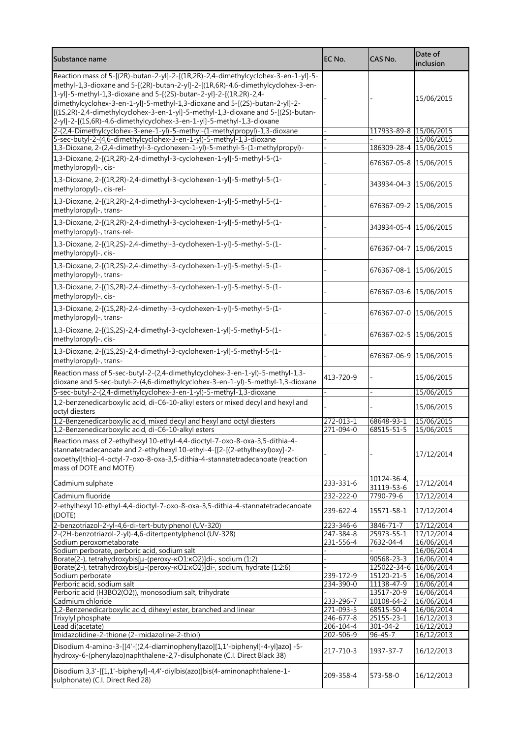| Substance name | EC No. | CAS No. | Date of inclusion |
| --- | --- | --- | --- |
| Reaction mass of 5-[(2R)-butan-2-yl]-2-[(1R,2R)-2,4-dimethylcyclohex-3-en-1-yl]-5-methyl-1,3-dioxane and 5-[(2R)-butan-2-yl]-2-[(1R,6R)-4,6-dimethylcyclohex-3-en-1-yl]-5-methyl-1,3-dioxane and 5-[(2S)-butan-2-yl]-2-[(1R,2R)-2,4-dimethylcyclohex-3-en-1-yl]-5-methyl-1,3-dioxane and 5-[(2S)-butan-2-yl]-2-[(1S,2R)-2,4-dimethylcyclohex-3-en-1-yl]-5-methyl-1,3-dioxane and 5-[(2S)-butan-2-yl]-2-[(1S,6R)-4,6-dimethylcyclohex-3-en-1-yl]-5-methyl-1,3-dioxane | - | - | 15/06/2015 |
| 2-(2,4-Dimethylcyclohex-3-ene-1-yl)-5-methyl-(1-methylpropyl)-1,3-dioxane | - | 117933-89-8 | 15/06/2015 |
| 5-sec-butyl-2-(4,6-dimethylcyclohex-3-en-1-yl)-5-methyl-1,3-dioxane | - | - | 15/06/2015 |
| 1,3-Dioxane, 2-(2,4-dimethyl-3-cyclohexen-1-yl)-5-methyl-5-(1-methylpropyl)- | - | 186309-28-4 | 15/06/2015 |
| 1,3-Dioxane, 2-[(1R,2R)-2,4-dimethyl-3-cyclohexen-1-yl]-5-methyl-5-(1-methylpropyl)-, cis- | - | 676367-05-8 | 15/06/2015 |
| 1,3-Dioxane, 2-[(1R,2R)-2,4-dimethyl-3-cyclohexen-1-yl]-5-methyl-5-(1-methylpropyl)-, cis-rel- | - | 343934-04-3 | 15/06/2015 |
| 1,3-Dioxane, 2-[(1R,2R)-2,4-dimethyl-3-cyclohexen-1-yl]-5-methyl-5-(1-methylpropyl)-, trans- | - | 676367-09-2 | 15/06/2015 |
| 1,3-Dioxane, 2-[(1R,2R)-2,4-dimethyl-3-cyclohexen-1-yl]-5-methyl-5-(1-methylpropyl)-, trans-rel- | - | 343934-05-4 | 15/06/2015 |
| 1,3-Dioxane, 2-[(1R,2S)-2,4-dimethyl-3-cyclohexen-1-yl]-5-methyl-5-(1-methylpropyl)-, cis- | - | 676367-04-7 | 15/06/2015 |
| 1,3-Dioxane, 2-[(1R,2S)-2,4-dimethyl-3-cyclohexen-1-yl]-5-methyl-5-(1-methylpropyl)-, trans- | - | 676367-08-1 | 15/06/2015 |
| 1,3-Dioxane, 2-[(1S,2R)-2,4-dimethyl-3-cyclohexen-1-yl]-5-methyl-5-(1-methylpropyl)-, cis- | - | 676367-03-6 | 15/06/2015 |
| 1,3-Dioxane, 2-[(1S,2R)-2,4-dimethyl-3-cyclohexen-1-yl]-5-methyl-5-(1-methylpropyl)-, trans- | - | 676367-07-0 | 15/06/2015 |
| 1,3-Dioxane, 2-[(1S,2S)-2,4-dimethyl-3-cyclohexen-1-yl]-5-methyl-5-(1-methylpropyl)-, cis- | - | 676367-02-5 | 15/06/2015 |
| 1,3-Dioxane, 2-[(1S,2S)-2,4-dimethyl-3-cyclohexen-1-yl]-5-methyl-5-(1-methylpropyl)-, trans- | - | 676367-06-9 | 15/06/2015 |
| Reaction mass of 5-sec-butyl-2-(2,4-dimethylcyclohex-3-en-1-yl)-5-methyl-1,3-dioxane and 5-sec-butyl-2-(4,6-dimethylcyclohex-3-en-1-yl)-5-methyl-1,3-dioxane | 413-720-9 | - | 15/06/2015 |
| 5-sec-butyl-2-(2,4-dimethylcyclohex-3-en-1-yl)-5-methyl-1,3-dioxane | - | - | 15/06/2015 |
| 1,2-benzenedicarboxylic acid, di-C6-10-alkyl esters or mixed decyl and hexyl and octyl diesters | - | - | 15/06/2015 |
| 1,2-Benzenedicarboxylic acid, mixed decyl and hexyl and octyl diesters | 272-013-1 | 68648-93-1 | 15/06/2015 |
| 1,2-Benzenedicarboxylic acid, di-C6-10-alkyl esters | 271-094-0 | 68515-51-5 | 15/06/2015 |
| Reaction mass of 2-ethylhexyl 10-ethyl-4,4-dioctyl-7-oxo-8-oxa-3,5-dithia-4-stannatetradecanoate and 2-ethylhexyl 10-ethyl-4-[[2-[(2-ethylhexyl)oxy]-2-oxoethyl]thio]-4-octyl-7-oxo-8-oxa-3,5-dithia-4-stannatetradecanoate (reaction mass of DOTE and MOTE) | - | - | 17/12/2014 |
| Cadmium sulphate | 233-331-6 | 10124-36-4, 31119-53-6 | 17/12/2014 |
| Cadmium fluoride | 232-222-0 | 7790-79-6 | 17/12/2014 |
| 2-ethylhexyl 10-ethyl-4,4-dioctyl-7-oxo-8-oxa-3,5-dithia-4-stannatetradecanoate (DOTE) | 239-622-4 | 15571-58-1 | 17/12/2014 |
| 2-benzotriazol-2-yl-4,6-di-tert-butylphenol (UV-320) | 223-346-6 | 3846-71-7 | 17/12/2014 |
| 2-(2H-benzotriazol-2-yl)-4,6-ditertpentylphenol (UV-328) | 247-384-8 | 25973-55-1 | 17/12/2014 |
| Sodium peroxometaborate | 231-556-4 | 7632-04-4 | 16/06/2014 |
| Sodium perborate, perboric acid, sodium salt | - | - | 16/06/2014 |
| Borate(2-), tetrahydroxybis[μ-(peroxy-κO1:κO2)]di-, sodium (1:2) | - | 90568-23-3 | 16/06/2014 |
| Borate(2-), tetrahydroxybis[μ-(peroxy-κO1:κO2)]di-, sodium, hydrate (1:2:6) | - | 125022-34-6 | 16/06/2014 |
| Sodium perborate | 239-172-9 | 15120-21-5 | 16/06/2014 |
| Perboric acid, sodium salt | 234-390-0 | 11138-47-9 | 16/06/2014 |
| Perboric acid (H3BO2(O2)), monosodium salt, trihydrate | - | 13517-20-9 | 16/06/2014 |
| Cadmium chloride | 233-296-7 | 10108-64-2 | 16/06/2014 |
| 1,2-Benzenedicarboxylic acid, dihexyl ester, branched and linear | 271-093-5 | 68515-50-4 | 16/06/2014 |
| Trixylyl phosphate | 246-677-8 | 25155-23-1 | 16/12/2013 |
| Lead di(acetate) | 206-104-4 | 301-04-2 | 16/12/2013 |
| Imidazolidine-2-thione (2-imidazoline-2-thiol) | 202-506-9 | 96-45-7 | 16/12/2013 |
| Disodium 4-amino-3-[[4'-[(2,4-diaminophenyl)azo][1,1'-biphenyl]-4-yl]azo] -5-hydroxy-6-(phenylazo)naphthalene-2,7-disulphonate (C.I. Direct Black 38) | 217-710-3 | 1937-37-7 | 16/12/2013 |
| Disodium 3,3'-[[1,1'-biphenyl]-4,4'-diylbis(azo)]bis(4-aminonaphthalene-1-sulphonate) (C.I. Direct Red 28) | 209-358-4 | 573-58-0 | 16/12/2013 |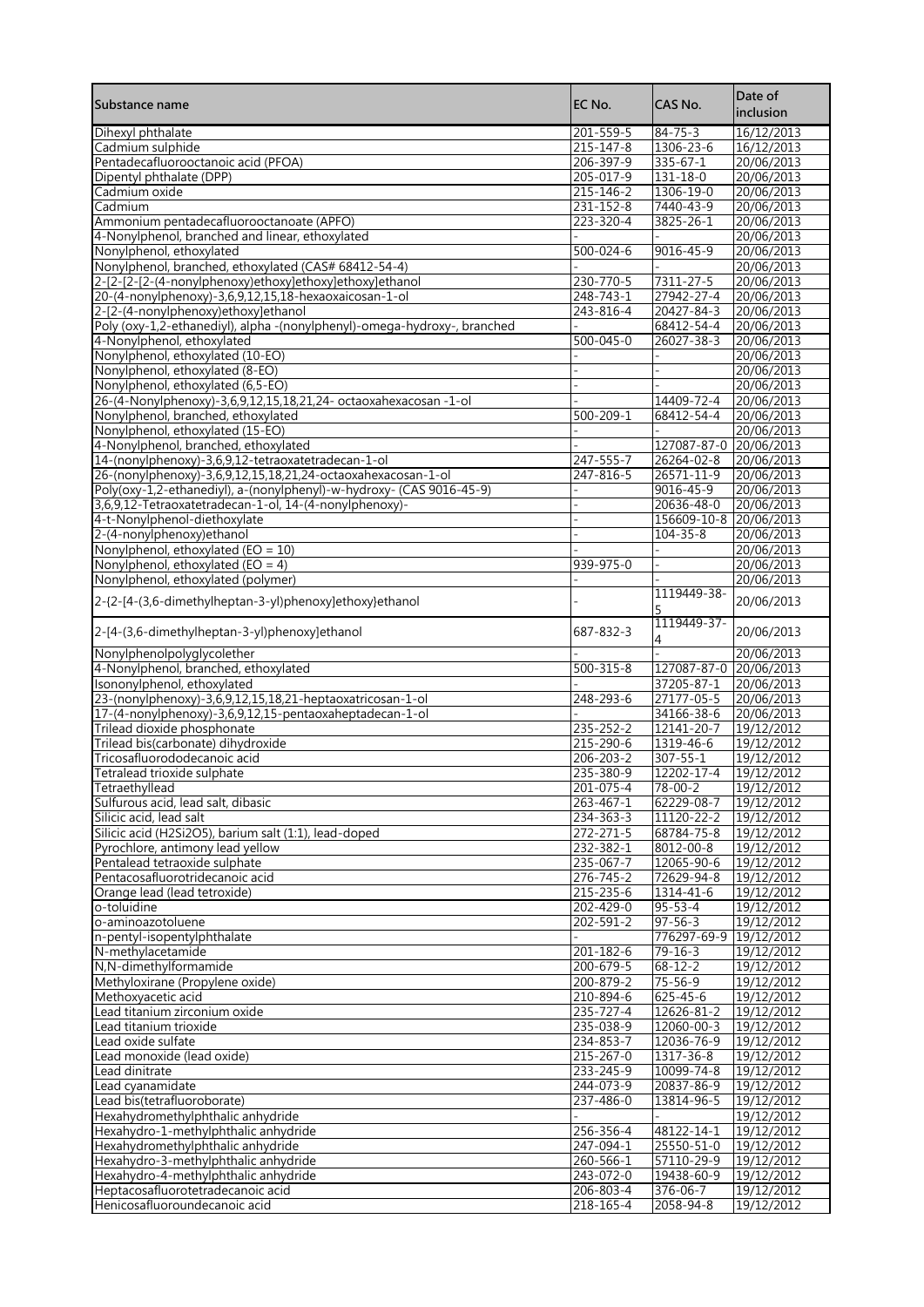| Substance name | EC No. | CAS No. | Date of inclusion |
|---|---|---|---|
| Dihexyl phthalate | 201-559-5 | 84-75-3 | 16/12/2013 |
| Cadmium sulphide | 215-147-8 | 1306-23-6 | 16/12/2013 |
| Pentadecafluorooctanoic acid (PFOA) | 206-397-9 | 335-67-1 | 20/06/2013 |
| Dipentyl phthalate (DPP) | 205-017-9 | 131-18-0 | 20/06/2013 |
| Cadmium oxide | 215-146-2 | 1306-19-0 | 20/06/2013 |
| Cadmium | 231-152-8 | 7440-43-9 | 20/06/2013 |
| Ammonium pentadecafluorooctanoate (APFO) | 223-320-4 | 3825-26-1 | 20/06/2013 |
| 4-Nonylphenol, branched and linear, ethoxylated | - | - | 20/06/2013 |
| Nonylphenol, ethoxylated | 500-024-6 | 9016-45-9 | 20/06/2013 |
| Nonylphenol, branched, ethoxylated (CAS# 68412-54-4) | - | - | 20/06/2013 |
| 2-[2-[2-[2-(4-nonylphenoxy)ethoxy]ethoxy]ethoxy]ethanol | 230-770-5 | 7311-27-5 | 20/06/2013 |
| 20-(4-nonylphenoxy)-3,6,9,12,15,18-hexaoxaicosan-1-ol | 248-743-1 | 27942-27-4 | 20/06/2013 |
| 2-[2-(4-nonylphenoxy)ethoxy]ethanol | 243-816-4 | 20427-84-3 | 20/06/2013 |
| Poly (oxy-1,2-ethanediyl), alpha -(nonylphenyl)-omega-hydroxy-, branched | - | 68412-54-4 | 20/06/2013 |
| 4-Nonylphenol, ethoxylated | 500-045-0 | 26027-38-3 | 20/06/2013 |
| Nonylphenol, ethoxylated (10-EO) | - | - | 20/06/2013 |
| Nonylphenol, ethoxylated (8-EO) | - | - | 20/06/2013 |
| Nonylphenol, ethoxylated (6,5-EO) | - | - | 20/06/2013 |
| 26-(4-Nonylphenoxy)-3,6,9,12,15,18,21,24- octaoxahexacosan -1-ol | - | 14409-72-4 | 20/06/2013 |
| Nonylphenol, branched, ethoxylated | 500-209-1 | 68412-54-4 | 20/06/2013 |
| Nonylphenol, ethoxylated (15-EO) | - | - | 20/06/2013 |
| 4-Nonylphenol, branched, ethoxylated | - | 127087-87-0 | 20/06/2013 |
| 14-(nonylphenoxy)-3,6,9,12-tetraoxatetradecan-1-ol | 247-555-7 | 26264-02-8 | 20/06/2013 |
| 26-(nonylphenoxy)-3,6,9,12,15,18,21,24-octaoxahexacosan-1-ol | 247-816-5 | 26571-11-9 | 20/06/2013 |
| Poly(oxy-1,2-ethanediyl), a-(nonylphenyl)-w-hydroxy- (CAS 9016-45-9) | - | 9016-45-9 | 20/06/2013 |
| 3,6,9,12-Tetraoxatetradecan-1-ol, 14-(4-nonylphenoxy)- | - | 20636-48-0 | 20/06/2013 |
| 4-t-Nonylphenol-diethoxylate | - | 156609-10-8 | 20/06/2013 |
| 2-(4-nonylphenoxy)ethanol | - | 104-35-8 | 20/06/2013 |
| Nonylphenol, ethoxylated (EO = 10) | - | - | 20/06/2013 |
| Nonylphenol, ethoxylated (EO = 4) | 939-975-0 | - | 20/06/2013 |
| Nonylphenol, ethoxylated (polymer) | - | - | 20/06/2013 |
| 2-{2-[4-(3,6-dimethylheptan-3-yl)phenoxy]ethoxy}ethanol | - | 1119449-38-5 | 20/06/2013 |
| 2-[4-(3,6-dimethylheptan-3-yl)phenoxy]ethanol | 687-832-3 | 1119449-37-4 | 20/06/2013 |
| Nonylphenolpolyglycolether | - | - | 20/06/2013 |
| 4-Nonylphenol, branched, ethoxylated | 500-315-8 | 127087-87-0 | 20/06/2013 |
| Isononylphenol, ethoxylated | - | 37205-87-1 | 20/06/2013 |
| 23-(nonylphenoxy)-3,6,9,12,15,18,21-heptaoxatricosan-1-ol | 248-293-6 | 27177-05-5 | 20/06/2013 |
| 17-(4-nonylphenoxy)-3,6,9,12,15-pentaoxaheptadecan-1-ol | - | 34166-38-6 | 20/06/2013 |
| Trilead dioxide phosphonate | 235-252-2 | 12141-20-7 | 19/12/2012 |
| Trilead bis(carbonate) dihydroxide | 215-290-6 | 1319-46-6 | 19/12/2012 |
| Tricosafluorododecanoic acid | 206-203-2 | 307-55-1 | 19/12/2012 |
| Tetralead trioxide sulphate | 235-380-9 | 12202-17-4 | 19/12/2012 |
| Tetraethyllead | 201-075-4 | 78-00-2 | 19/12/2012 |
| Sulfurous acid, lead salt, dibasic | 263-467-1 | 62229-08-7 | 19/12/2012 |
| Silicic acid, lead salt | 234-363-3 | 11120-22-2 | 19/12/2012 |
| Silicic acid (H2Si2O5), barium salt (1:1), lead-doped | 272-271-5 | 68784-75-8 | 19/12/2012 |
| Pyrochlore, antimony lead yellow | 232-382-1 | 8012-00-8 | 19/12/2012 |
| Pentalead tetraoxide sulphate | 235-067-7 | 12065-90-6 | 19/12/2012 |
| Pentacosafluorotridecanoic acid | 276-745-2 | 72629-94-8 | 19/12/2012 |
| Orange lead (lead tetroxide) | 215-235-6 | 1314-41-6 | 19/12/2012 |
| o-toluidine | 202-429-0 | 95-53-4 | 19/12/2012 |
| o-aminoazotoluene | 202-591-2 | 97-56-3 | 19/12/2012 |
| n-pentyl-isopentylphthalate | - | 776297-69-9 | 19/12/2012 |
| N-methylacetamide | 201-182-6 | 79-16-3 | 19/12/2012 |
| N,N-dimethylformamide | 200-679-5 | 68-12-2 | 19/12/2012 |
| Methyloxirane (Propylene oxide) | 200-879-2 | 75-56-9 | 19/12/2012 |
| Methoxyacetic acid | 210-894-6 | 625-45-6 | 19/12/2012 |
| Lead titanium zirconium oxide | 235-727-4 | 12626-81-2 | 19/12/2012 |
| Lead titanium trioxide | 235-038-9 | 12060-00-3 | 19/12/2012 |
| Lead oxide sulfate | 234-853-7 | 12036-76-9 | 19/12/2012 |
| Lead monoxide (lead oxide) | 215-267-0 | 1317-36-8 | 19/12/2012 |
| Lead dinitrate | 233-245-9 | 10099-74-8 | 19/12/2012 |
| Lead cyanamidate | 244-073-9 | 20837-86-9 | 19/12/2012 |
| Lead bis(tetrafluoroborate) | 237-486-0 | 13814-96-5 | 19/12/2012 |
| Hexahydromethylphthalic anhydride | - | - | 19/12/2012 |
| Hexahydro-1-methylphthalic anhydride | 256-356-4 | 48122-14-1 | 19/12/2012 |
| Hexahydromethylphthalic anhydride | 247-094-1 | 25550-51-0 | 19/12/2012 |
| Hexahydro-3-methylphthalic anhydride | 260-566-1 | 57110-29-9 | 19/12/2012 |
| Hexahydro-4-methylphthalic anhydride | 243-072-0 | 19438-60-9 | 19/12/2012 |
| Heptacosafluorotetradecanoic acid | 206-803-4 | 376-06-7 | 19/12/2012 |
| Henicosafluoroundecanoic acid | 218-165-4 | 2058-94-8 | 19/12/2012 |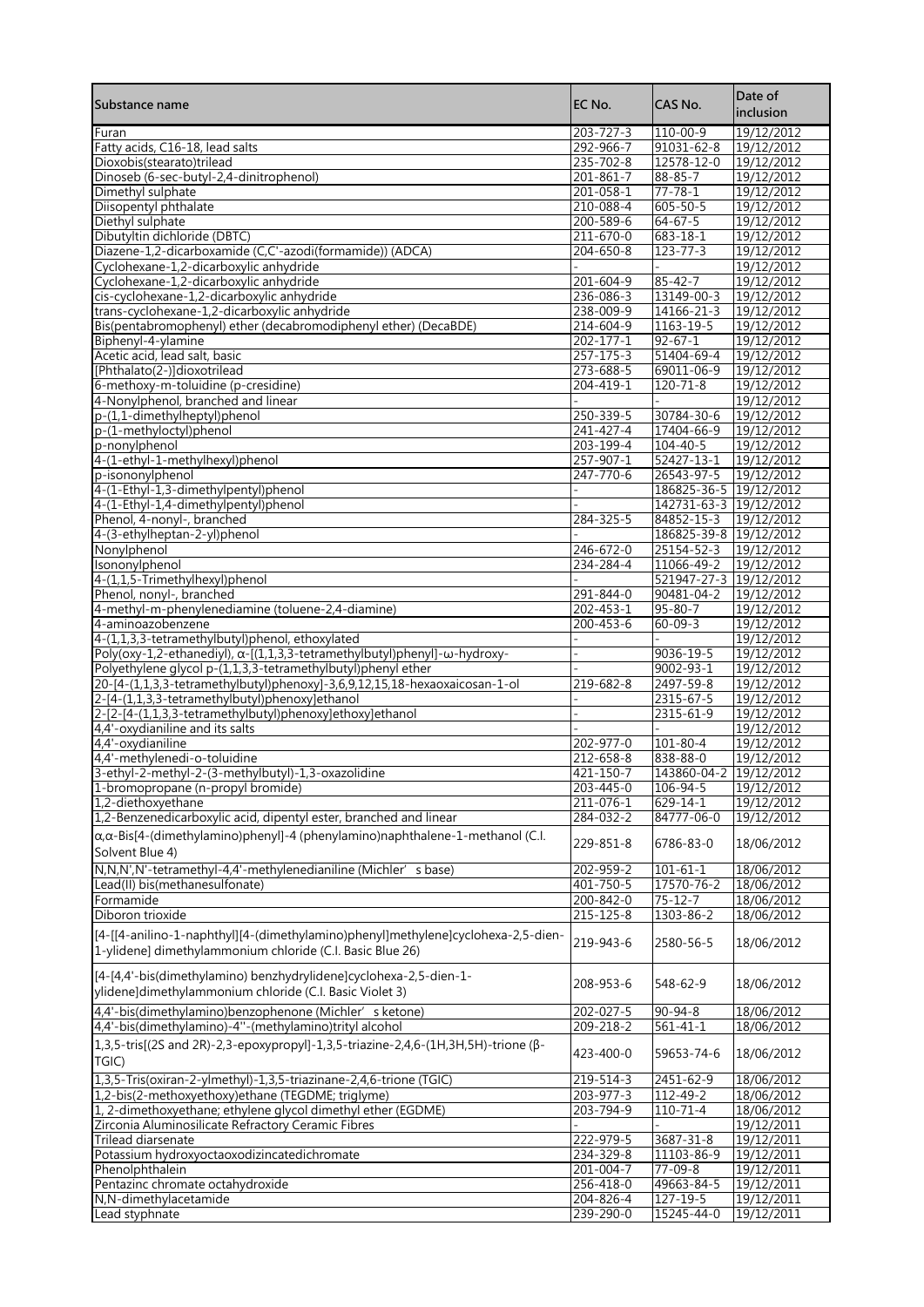| Substance name | EC No. | CAS No. | Date of inclusion |
| --- | --- | --- | --- |
| Furan | 203-727-3 | 110-00-9 | 19/12/2012 |
| Fatty acids, C16-18, lead salts | 292-966-7 | 91031-62-8 | 19/12/2012 |
| Dioxobis(stearato)trilead | 235-702-8 | 12578-12-0 | 19/12/2012 |
| Dinoseb (6-sec-butyl-2,4-dinitrophenol) | 201-861-7 | 88-85-7 | 19/12/2012 |
| Dimethyl sulphate | 201-058-1 | 77-78-1 | 19/12/2012 |
| Diisopentyl phthalate | 210-088-4 | 605-50-5 | 19/12/2012 |
| Diethyl sulphate | 200-589-6 | 64-67-5 | 19/12/2012 |
| Dibutyltin dichloride (DBTC) | 211-670-0 | 683-18-1 | 19/12/2012 |
| Diazene-1,2-dicarboxamide (C,C'-azodi(formamide)) (ADCA) | 204-650-8 | 123-77-3 | 19/12/2012 |
| Cyclohexane-1,2-dicarboxylic anhydride | - | - | 19/12/2012 |
| Cyclohexane-1,2-dicarboxylic anhydride | 201-604-9 | 85-42-7 | 19/12/2012 |
| cis-cyclohexane-1,2-dicarboxylic anhydride | 236-086-3 | 13149-00-3 | 19/12/2012 |
| trans-cyclohexane-1,2-dicarboxylic anhydride | 238-009-9 | 14166-21-3 | 19/12/2012 |
| Bis(pentabromophenyl) ether (decabromodiphenyl ether) (DecaBDE) | 214-604-9 | 1163-19-5 | 19/12/2012 |
| Biphenyl-4-ylamine | 202-177-1 | 92-67-1 | 19/12/2012 |
| Acetic acid, lead salt, basic | 257-175-3 | 51404-69-4 | 19/12/2012 |
| [Phthalato(2-)]dioxotrilead | 273-688-5 | 69011-06-9 | 19/12/2012 |
| 6-methoxy-m-toluidine (p-cresidine) | 204-419-1 | 120-71-8 | 19/12/2012 |
| 4-Nonylphenol, branched and linear | - | - | 19/12/2012 |
| p-(1,1-dimethylheptyl)phenol | 250-339-5 | 30784-30-6 | 19/12/2012 |
| p-(1-methyloctyl)phenol | 241-427-4 | 17404-66-9 | 19/12/2012 |
| p-nonylphenol | 203-199-4 | 104-40-5 | 19/12/2012 |
| 4-(1-ethyl-1-methylhexyl)phenol | 257-907-1 | 52427-13-1 | 19/12/2012 |
| p-isononylphenol | 247-770-6 | 26543-97-5 | 19/12/2012 |
| 4-(1-Ethyl-1,3-dimethylpentyl)phenol | - | 186825-36-5 | 19/12/2012 |
| 4-(1-Ethyl-1,4-dimethylpentyl)phenol | - | 142731-63-3 | 19/12/2012 |
| Phenol, 4-nonyl-, branched | 284-325-5 | 84852-15-3 | 19/12/2012 |
| 4-(3-ethylheptan-2-yl)phenol | - | 186825-39-8 | 19/12/2012 |
| Nonylphenol | 246-672-0 | 25154-52-3 | 19/12/2012 |
| Isononylphenol | 234-284-4 | 11066-49-2 | 19/12/2012 |
| 4-(1,1,5-Trimethylhexyl)phenol | - | 521947-27-3 | 19/12/2012 |
| Phenol, nonyl-, branched | 291-844-0 | 90481-04-2 | 19/12/2012 |
| 4-methyl-m-phenylenediamine (toluene-2,4-diamine) | 202-453-1 | 95-80-7 | 19/12/2012 |
| 4-aminoazobenzene | 200-453-6 | 60-09-3 | 19/12/2012 |
| 4-(1,1,3,3-tetramethylbutyl)phenol, ethoxylated | - | - | 19/12/2012 |
| Poly(oxy-1,2-ethanediyl), α-[(1,1,3,3-tetramethylbutyl)phenyl]-ω-hydroxy- | - | 9036-19-5 | 19/12/2012 |
| Polyethylene glycol p-(1,1,3,3-tetramethylbutyl)phenyl ether | - | 9002-93-1 | 19/12/2012 |
| 20-[4-(1,1,3,3-tetramethylbutyl)phenoxy]-3,6,9,12,15,18-hexaoxaicosan-1-ol | 219-682-8 | 2497-59-8 | 19/12/2012 |
| 2-[4-(1,1,3,3-tetramethylbutyl)phenoxy]ethanol | - | 2315-67-5 | 19/12/2012 |
| 2-[2-[4-(1,1,3,3-tetramethylbutyl)phenoxy]ethoxy]ethanol | - | 2315-61-9 | 19/12/2012 |
| 4,4'-oxydianiline and its salts | - | - | 19/12/2012 |
| 4,4'-oxydianiline | 202-977-0 | 101-80-4 | 19/12/2012 |
| 4,4'-methylenedi-o-toluidine | 212-658-8 | 838-88-0 | 19/12/2012 |
| 3-ethyl-2-methyl-2-(3-methylbutyl)-1,3-oxazolidine | 421-150-7 | 143860-04-2 | 19/12/2012 |
| 1-bromopropane (n-propyl bromide) | 203-445-0 | 106-94-5 | 19/12/2012 |
| 1,2-diethoxyethane | 211-076-1 | 629-14-1 | 19/12/2012 |
| 1,2-Benzenedicarboxylic acid, dipentyl ester, branched and linear | 284-032-2 | 84777-06-0 | 19/12/2012 |
| α,α-Bis[4-(dimethylamino)phenyl]-4 (phenylamino)naphthalene-1-methanol (C.I. Solvent Blue 4) | 229-851-8 | 6786-83-0 | 18/06/2012 |
| N,N,N',N'-tetramethyl-4,4'-methylenedianiline (Michler's base) | 202-959-2 | 101-61-1 | 18/06/2012 |
| Lead(II) bis(methanesulfonate) | 401-750-5 | 17570-76-2 | 18/06/2012 |
| Formamide | 200-842-0 | 75-12-7 | 18/06/2012 |
| Diboron trioxide | 215-125-8 | 1303-86-2 | 18/06/2012 |
| [4-[[4-anilino-1-naphthyl][4-(dimethylamino)phenyl]methylene]cyclohexa-2,5-dien-1-ylidene] dimethylammonium chloride (C.I. Basic Blue 26) | 219-943-6 | 2580-56-5 | 18/06/2012 |
| [4-[4,4'-bis(dimethylamino) benzhydrylidene]cyclohexa-2,5-dien-1-ylidene]dimethylammonium chloride (C.I. Basic Violet 3) | 208-953-6 | 548-62-9 | 18/06/2012 |
| 4,4'-bis(dimethylamino)benzophenone (Michler's ketone) | 202-027-5 | 90-94-8 | 18/06/2012 |
| 4,4'-bis(dimethylamino)-4''-(methylamino)trityl alcohol | 209-218-2 | 561-41-1 | 18/06/2012 |
| 1,3,5-tris[(2S and 2R)-2,3-epoxypropyl]-1,3,5-triazine-2,4,6-(1H,3H,5H)-trione (β-TGIC) | 423-400-0 | 59653-74-6 | 18/06/2012 |
| 1,3,5-Tris(oxiran-2-ylmethyl)-1,3,5-triazinane-2,4,6-trione (TGIC) | 219-514-3 | 2451-62-9 | 18/06/2012 |
| 1,2-bis(2-methoxyethoxy)ethane (TEGDME; triglyme) | 203-977-3 | 112-49-2 | 18/06/2012 |
| 1, 2-dimethoxyethane; ethylene glycol dimethyl ether (EGDME) | 203-794-9 | 110-71-4 | 18/06/2012 |
| Zirconia Aluminosilicate Refractory Ceramic Fibres | - | - | 19/12/2011 |
| Trilead diarsenate | 222-979-5 | 3687-31-8 | 19/12/2011 |
| Potassium hydroxyoctaoxodizincatedichromate | 234-329-8 | 11103-86-9 | 19/12/2011 |
| Phenolphthalein | 201-004-7 | 77-09-8 | 19/12/2011 |
| Pentazinc chromate octahydroxide | 256-418-0 | 49663-84-5 | 19/12/2011 |
| N,N-dimethylacetamide | 204-826-4 | 127-19-5 | 19/12/2011 |
| Lead styphnate | 239-290-0 | 15245-44-0 | 19/12/2011 |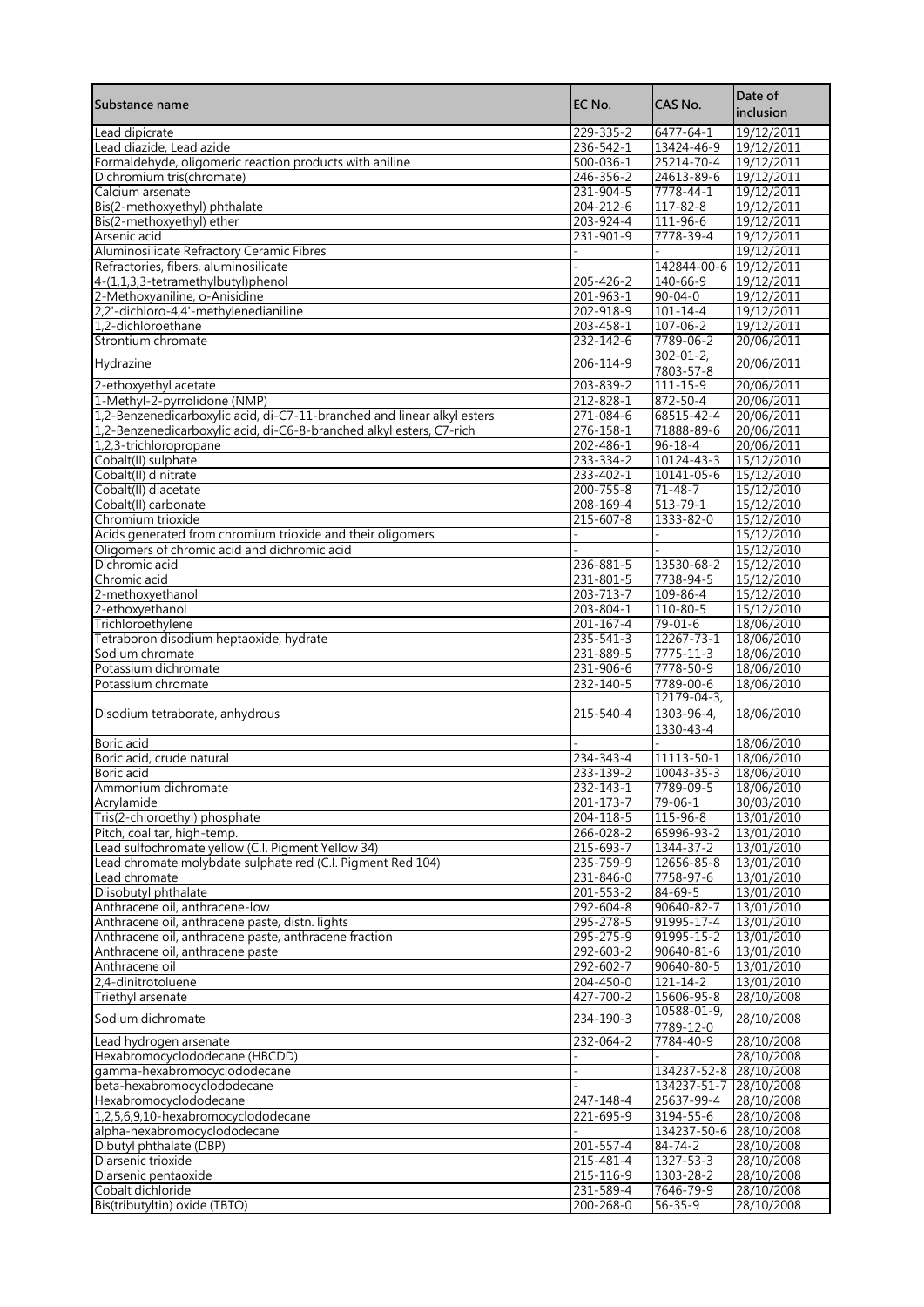| Substance name | EC No. | CAS No. | Date of inclusion |
|---|---|---|---|
| Lead dipicrate | 229-335-2 | 6477-64-1 | 19/12/2011 |
| Lead diazide, Lead azide | 236-542-1 | 13424-46-9 | 19/12/2011 |
| Formaldehyde, oligomeric reaction products with aniline | 500-036-1 | 25214-70-4 | 19/12/2011 |
| Dichromium tris(chromate) | 246-356-2 | 24613-89-6 | 19/12/2011 |
| Calcium arsenate | 231-904-5 | 7778-44-1 | 19/12/2011 |
| Bis(2-methoxyethyl) phthalate | 204-212-6 | 117-82-8 | 19/12/2011 |
| Bis(2-methoxyethyl) ether | 203-924-4 | 111-96-6 | 19/12/2011 |
| Arsenic acid | 231-901-9 | 7778-39-4 | 19/12/2011 |
| Aluminosilicate Refractory Ceramic Fibres | - | - | 19/12/2011 |
| Refractories, fibers, aluminosilicate | - | 142844-00-6 | 19/12/2011 |
| 4-(1,1,3,3-tetramethylbutyl)phenol | 205-426-2 | 140-66-9 | 19/12/2011 |
| 2-Methoxyaniline, o-Anisidine | 201-963-1 | 90-04-0 | 19/12/2011 |
| 2,2'-dichloro-4,4'-methylenedianiline | 202-918-9 | 101-14-4 | 19/12/2011 |
| 1,2-dichloroethane | 203-458-1 | 107-06-2 | 19/12/2011 |
| Strontium chromate | 232-142-6 | 7789-06-2 | 20/06/2011 |
| Hydrazine | 206-114-9 | 302-01-2, 7803-57-8 | 20/06/2011 |
| 2-ethoxyethyl acetate | 203-839-2 | 111-15-9 | 20/06/2011 |
| 1-Methyl-2-pyrrolidone (NMP) | 212-828-1 | 872-50-4 | 20/06/2011 |
| 1,2-Benzenedicarboxylic acid, di-C7-11-branched and linear alkyl esters | 271-084-6 | 68515-42-4 | 20/06/2011 |
| 1,2-Benzenedicarboxylic acid, di-C6-8-branched alkyl esters, C7-rich | 276-158-1 | 71888-89-6 | 20/06/2011 |
| 1,2,3-trichloropropane | 202-486-1 | 96-18-4 | 20/06/2011 |
| Cobalt(II) sulphate | 233-334-2 | 10124-43-3 | 15/12/2010 |
| Cobalt(II) dinitrate | 233-402-1 | 10141-05-6 | 15/12/2010 |
| Cobalt(II) diacetate | 200-755-8 | 71-48-7 | 15/12/2010 |
| Cobalt(II) carbonate | 208-169-4 | 513-79-1 | 15/12/2010 |
| Chromium trioxide | 215-607-8 | 1333-82-0 | 15/12/2010 |
| Acids generated from chromium trioxide and their oligomers | - | - | 15/12/2010 |
| Oligomers of chromic acid and dichromic acid | - | - | 15/12/2010 |
| Dichromic acid | 236-881-5 | 13530-68-2 | 15/12/2010 |
| Chromic acid | 231-801-5 | 7738-94-5 | 15/12/2010 |
| 2-methoxyethanol | 203-713-7 | 109-86-4 | 15/12/2010 |
| 2-ethoxyethanol | 203-804-1 | 110-80-5 | 15/12/2010 |
| Trichloroethylene | 201-167-4 | 79-01-6 | 18/06/2010 |
| Tetraboron disodium heptaoxide, hydrate | 235-541-3 | 12267-73-1 | 18/06/2010 |
| Sodium chromate | 231-889-5 | 7775-11-3 | 18/06/2010 |
| Potassium dichromate | 231-906-6 | 7778-50-9 | 18/06/2010 |
| Potassium chromate | 232-140-5 | 7789-00-6 | 18/06/2010 |
| Disodium tetraborate, anhydrous | 215-540-4 | 12179-04-3, 1303-96-4, 1330-43-4 | 18/06/2010 |
| Boric acid | - | - | 18/06/2010 |
| Boric acid, crude natural | 234-343-4 | 11113-50-1 | 18/06/2010 |
| Boric acid | 233-139-2 | 10043-35-3 | 18/06/2010 |
| Ammonium dichromate | 232-143-1 | 7789-09-5 | 18/06/2010 |
| Acrylamide | 201-173-7 | 79-06-1 | 30/03/2010 |
| Tris(2-chloroethyl) phosphate | 204-118-5 | 115-96-8 | 13/01/2010 |
| Pitch, coal tar, high-temp. | 266-028-2 | 65996-93-2 | 13/01/2010 |
| Lead sulfochromate yellow (C.I. Pigment Yellow 34) | 215-693-7 | 1344-37-2 | 13/01/2010 |
| Lead chromate molybdate sulphate red (C.I. Pigment Red 104) | 235-759-9 | 12656-85-8 | 13/01/2010 |
| Lead chromate | 231-846-0 | 7758-97-6 | 13/01/2010 |
| Diisobutyl phthalate | 201-553-2 | 84-69-5 | 13/01/2010 |
| Anthracene oil, anthracene-low | 292-604-8 | 90640-82-7 | 13/01/2010 |
| Anthracene oil, anthracene paste, distn. lights | 295-278-5 | 91995-17-4 | 13/01/2010 |
| Anthracene oil, anthracene paste, anthracene fraction | 295-275-9 | 91995-15-2 | 13/01/2010 |
| Anthracene oil, anthracene paste | 292-603-2 | 90640-81-6 | 13/01/2010 |
| Anthracene oil | 292-602-7 | 90640-80-5 | 13/01/2010 |
| 2,4-dinitrotoluene | 204-450-0 | 121-14-2 | 13/01/2010 |
| Triethyl arsenate | 427-700-2 | 15606-95-8 | 28/10/2008 |
| Sodium dichromate | 234-190-3 | 10588-01-9, 7789-12-0 | 28/10/2008 |
| Lead hydrogen arsenate | 232-064-2 | 7784-40-9 | 28/10/2008 |
| Hexabromocyclododecane (HBCDD) | - | - | 28/10/2008 |
| gamma-hexabromocyclododecane | - | 134237-52-8 | 28/10/2008 |
| beta-hexabromocyclododecane | - | 134237-51-7 | 28/10/2008 |
| Hexabromocyclododecane | 247-148-4 | 25637-99-4 | 28/10/2008 |
| 1,2,5,6,9,10-hexabromocyclododecane | 221-695-9 | 3194-55-6 | 28/10/2008 |
| alpha-hexabromocyclododecane | - | 134237-50-6 | 28/10/2008 |
| Dibutyl phthalate (DBP) | 201-557-4 | 84-74-2 | 28/10/2008 |
| Diarsenic trioxide | 215-481-4 | 1327-53-3 | 28/10/2008 |
| Diarsenic pentaoxide | 215-116-9 | 1303-28-2 | 28/10/2008 |
| Cobalt dichloride | 231-589-4 | 7646-79-9 | 28/10/2008 |
| Bis(tributyltin) oxide (TBTO) | 200-268-0 | 56-35-9 | 28/10/2008 |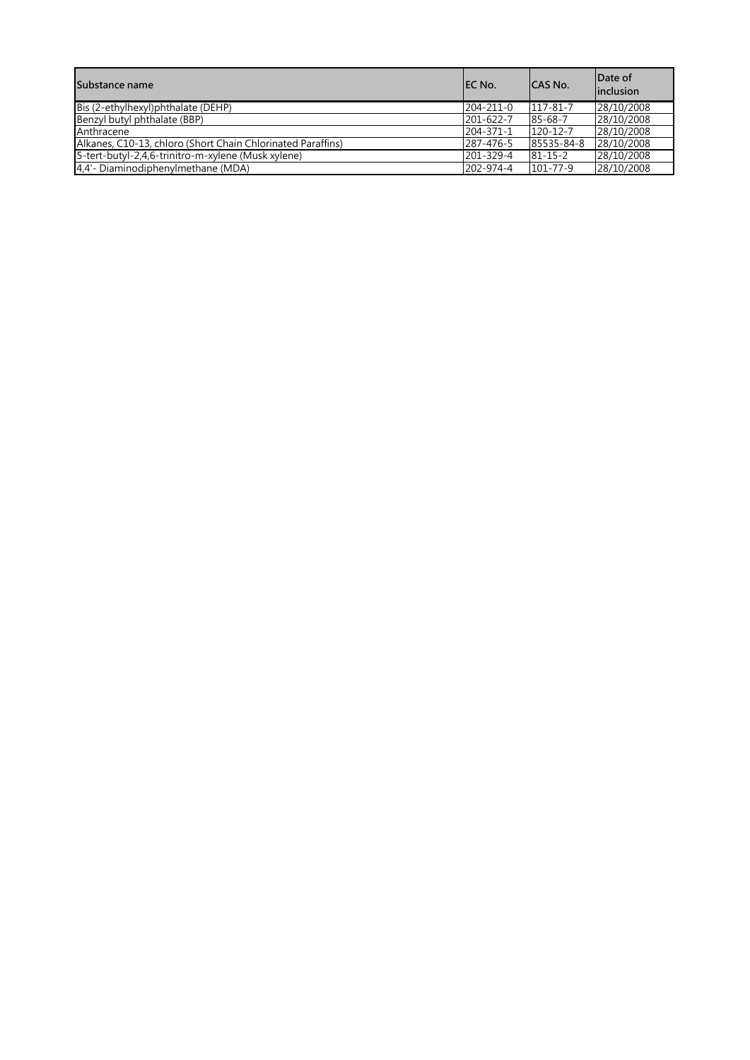| Substance name | EC No. | CAS No. | Date of inclusion |
|---|---|---|---|
| Bis (2-ethylhexyl)phthalate (DEHP) | 204-211-0 | 117-81-7 | 28/10/2008 |
| Benzyl butyl phthalate (BBP) | 201-622-7 | 85-68-7 | 28/10/2008 |
| Anthracene | 204-371-1 | 120-12-7 | 28/10/2008 |
| Alkanes, C10-13, chloro (Short Chain Chlorinated Paraffins) | 287-476-5 | 85535-84-8 | 28/10/2008 |
| 5-tert-butyl-2,4,6-trinitro-m-xylene (Musk xylene) | 201-329-4 | 81-15-2 | 28/10/2008 |
| 4,4'- Diaminodiphenylmethane (MDA) | 202-974-4 | 101-77-9 | 28/10/2008 |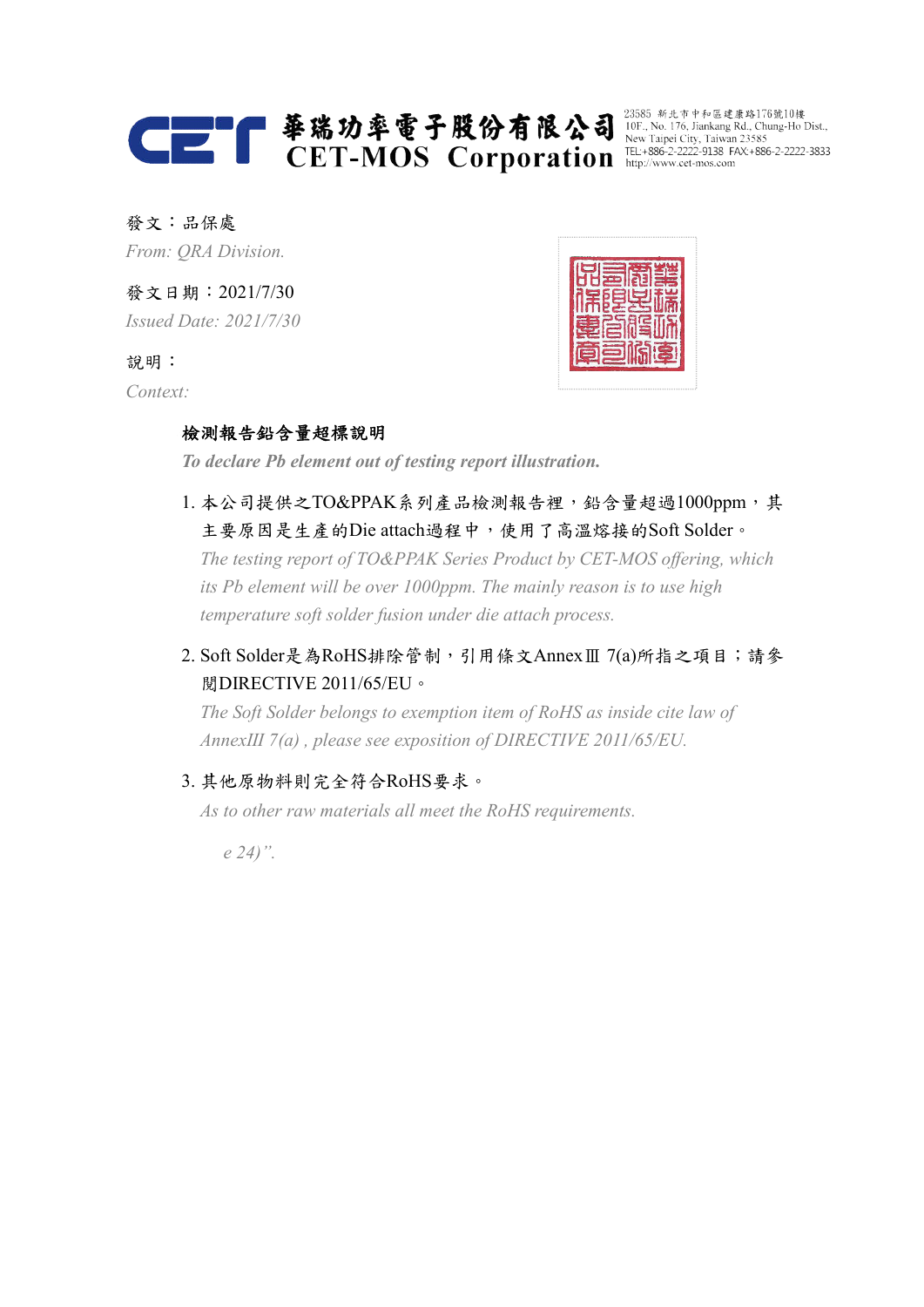華瑞功率電子股份有限公司
CET-MOS Corporation

23585 新北市中和區建康路176號10樓
10F., No. 176, Jiankang Rd., Chung-Ho Dist., New Taipei City, Taiwan 23585
TEL:+886-2-2222-9138 FAX:+886-2-2222-3833
http://www.cet-mos.com

發文：品保處
*From: QRA Division.*

發文日期：2021/7/30
*Issued Date: 2021/7/30*

說明：
*Context:*

**檢測報告鉛含量超標說明**
***To declare Pb element out of testing report illustration.***

1. 本公司提供之TO&PPAK系列產品檢測報告裡，鉛含量超過1000ppm，其主要原因是生產的Die attach過程中，使用了高溫熔接的Soft Solder。
   *The testing report of TO&PPAK Series Product by CET-MOS offering, which its Pb element will be over 1000ppm. The mainly reason is to use high temperature soft solder fusion under die attach process.*

2. Soft Solder是為RoHS排除管制，引用條文AnnexⅢ 7(a)所指之項目；請參閱DIRECTIVE 2011/65/EU。
   *The Soft Solder belongs to exemption item of RoHS as inside cite law of AnnexIII 7(a) , please see exposition of DIRECTIVE 2011/65/EU.*

3. 其他原物料則完全符合RoHS要求。
   *As to other raw materials all meet the RoHS requirements.*

   *e 24)".*